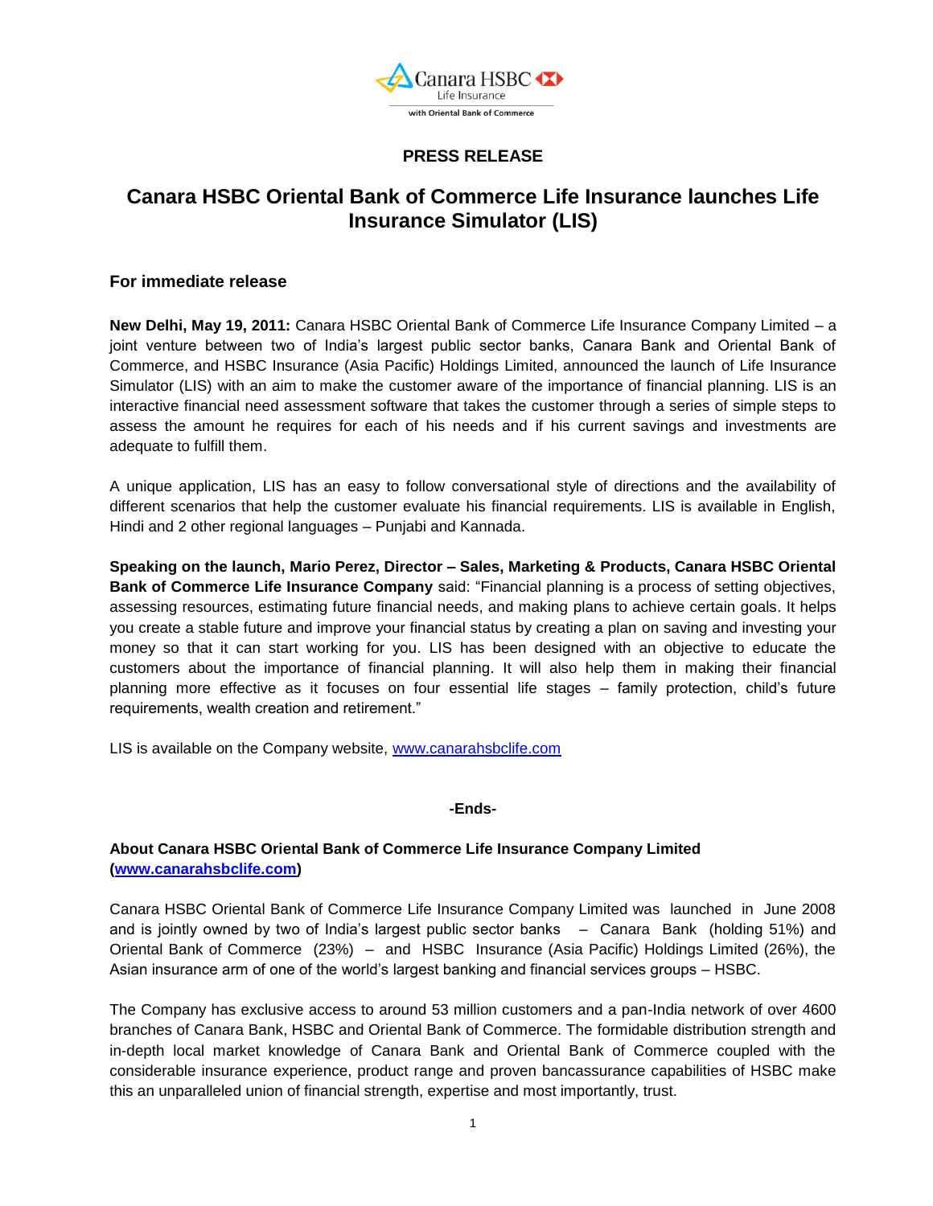Canara HSBC Life Insurance with Oriental Bank of Commerce

**PRESS RELEASE**

# Canara HSBC Oriental Bank of Commerce Life Insurance launches Life Insurance Simulator (LIS)

### For immediate release

**New Delhi, May 19, 2011:** Canara HSBC Oriental Bank of Commerce Life Insurance Company Limited – a joint venture between two of India's largest public sector banks, Canara Bank and Oriental Bank of Commerce, and HSBC Insurance (Asia Pacific) Holdings Limited, announced the launch of Life Insurance Simulator (LIS) with an aim to make the customer aware of the importance of financial planning. LIS is an interactive financial need assessment software that takes the customer through a series of simple steps to assess the amount he requires for each of his needs and if his current savings and investments are adequate to fulfill them.

A unique application, LIS has an easy to follow conversational style of directions and the availability of different scenarios that help the customer evaluate his financial requirements. LIS is available in English, Hindi and 2 other regional languages – Punjabi and Kannada.

**Speaking on the launch, Mario Perez, Director – Sales, Marketing & Products, Canara HSBC Oriental Bank of Commerce Life Insurance Company** said: "Financial planning is a process of setting objectives, assessing resources, estimating future financial needs, and making plans to achieve certain goals. It helps you create a stable future and improve your financial status by creating a plan on saving and investing your money so that it can start working for you. LIS has been designed with an objective to educate the customers about the importance of financial planning. It will also help them in making their financial planning more effective as it focuses on four essential life stages – family protection, child's future requirements, wealth creation and retirement."

LIS is available on the Company website, www.canarahsbclife.com

**-Ends-**

**About Canara HSBC Oriental Bank of Commerce Life Insurance Company Limited (www.canarahsbclife.com)**

Canara HSBC Oriental Bank of Commerce Life Insurance Company Limited was launched in June 2008 and is jointly owned by two of India's largest public sector banks – Canara Bank (holding 51%) and Oriental Bank of Commerce (23%) – and HSBC Insurance (Asia Pacific) Holdings Limited (26%), the Asian insurance arm of one of the world's largest banking and financial services groups – HSBC.

The Company has exclusive access to around 53 million customers and a pan-India network of over 4600 branches of Canara Bank, HSBC and Oriental Bank of Commerce. The formidable distribution strength and in-depth local market knowledge of Canara Bank and Oriental Bank of Commerce coupled with the considerable insurance experience, product range and proven bancassurance capabilities of HSBC make this an unparalleled union of financial strength, expertise and most importantly, trust.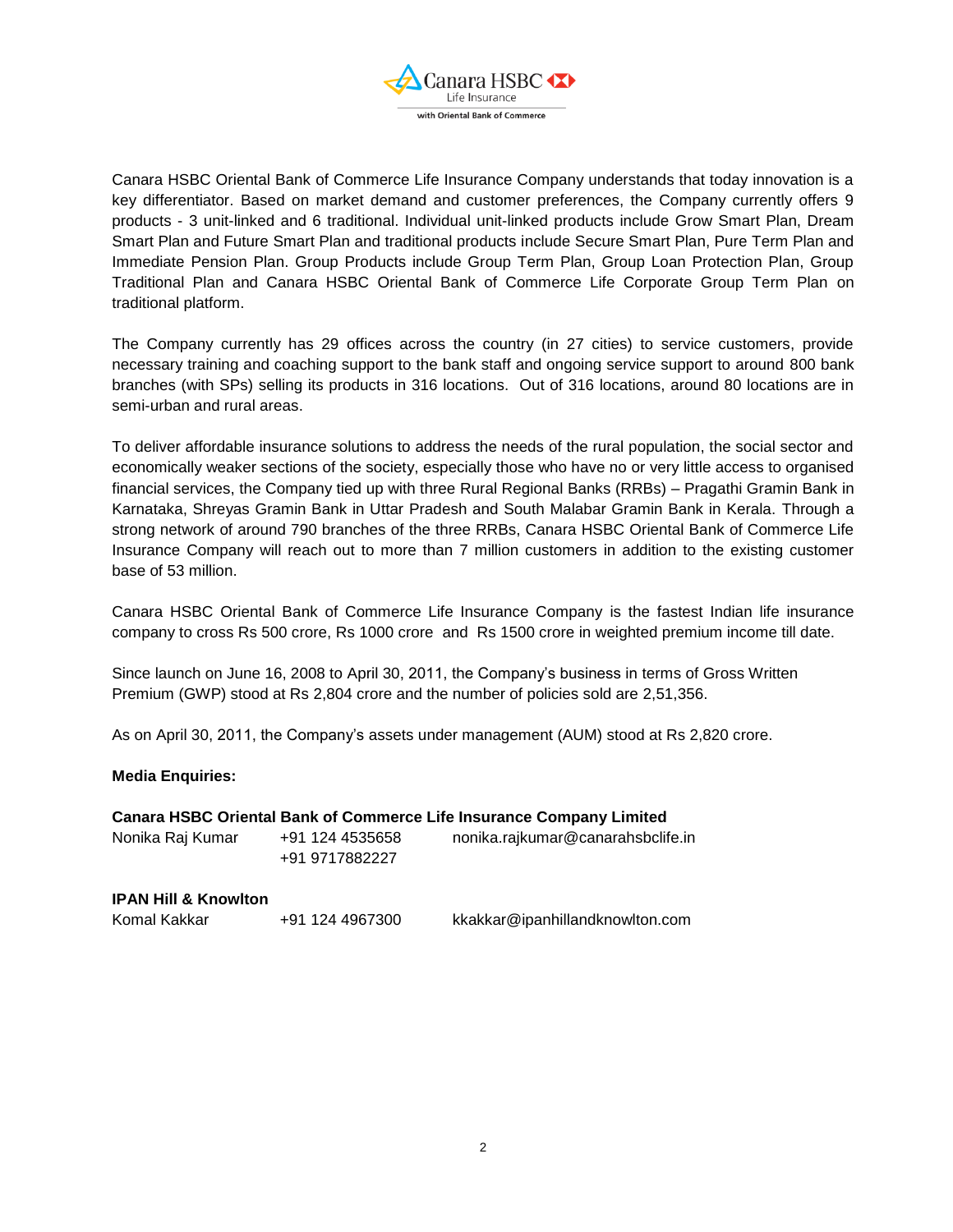Canara HSBC Oriental Bank of Commerce Life Insurance Company understands that today innovation is a key differentiator. Based on market demand and customer preferences, the Company currently offers 9 products - 3 unit-linked and 6 traditional. Individual unit-linked products include Grow Smart Plan, Dream Smart Plan and Future Smart Plan and traditional products include Secure Smart Plan, Pure Term Plan and Immediate Pension Plan. Group Products include Group Term Plan, Group Loan Protection Plan, Group Traditional Plan and Canara HSBC Oriental Bank of Commerce Life Corporate Group Term Plan on traditional platform.

The Company currently has 29 offices across the country (in 27 cities) to service customers, provide necessary training and coaching support to the bank staff and ongoing service support to around 800 bank branches (with SPs) selling its products in 316 locations. Out of 316 locations, around 80 locations are in semi-urban and rural areas.

To deliver affordable insurance solutions to address the needs of the rural population, the social sector and economically weaker sections of the society, especially those who have no or very little access to organised financial services, the Company tied up with three Rural Regional Banks (RRBs) – Pragathi Gramin Bank in Karnataka, Shreyas Gramin Bank in Uttar Pradesh and South Malabar Gramin Bank in Kerala. Through a strong network of around 790 branches of the three RRBs, Canara HSBC Oriental Bank of Commerce Life Insurance Company will reach out to more than 7 million customers in addition to the existing customer base of 53 million.

Canara HSBC Oriental Bank of Commerce Life Insurance Company is the fastest Indian life insurance company to cross Rs 500 crore, Rs 1000 crore and Rs 1500 crore in weighted premium income till date.

Since launch on June 16, 2008 to April 30, 2011, the Company's business in terms of Gross Written Premium (GWP) stood at Rs 2,804 crore and the number of policies sold are 2,51,356.

As on April 30, 2011, the Company's assets under management (AUM) stood at Rs 2,820 crore.

**Media Enquiries:**

**Canara HSBC Oriental Bank of Commerce Life Insurance Company Limited**

| | | |
|---|---|---|
| Nonika Raj Kumar | +91 124 4535658<br>+91 9717882227 | nonika.rajkumar@canarahsbclife.in |

**IPAN Hill & Knowlton**

| | | |
|---|---|---|
| Komal Kakkar | +91 124 4967300 | kkakkar@ipanhillandknowlton.com |